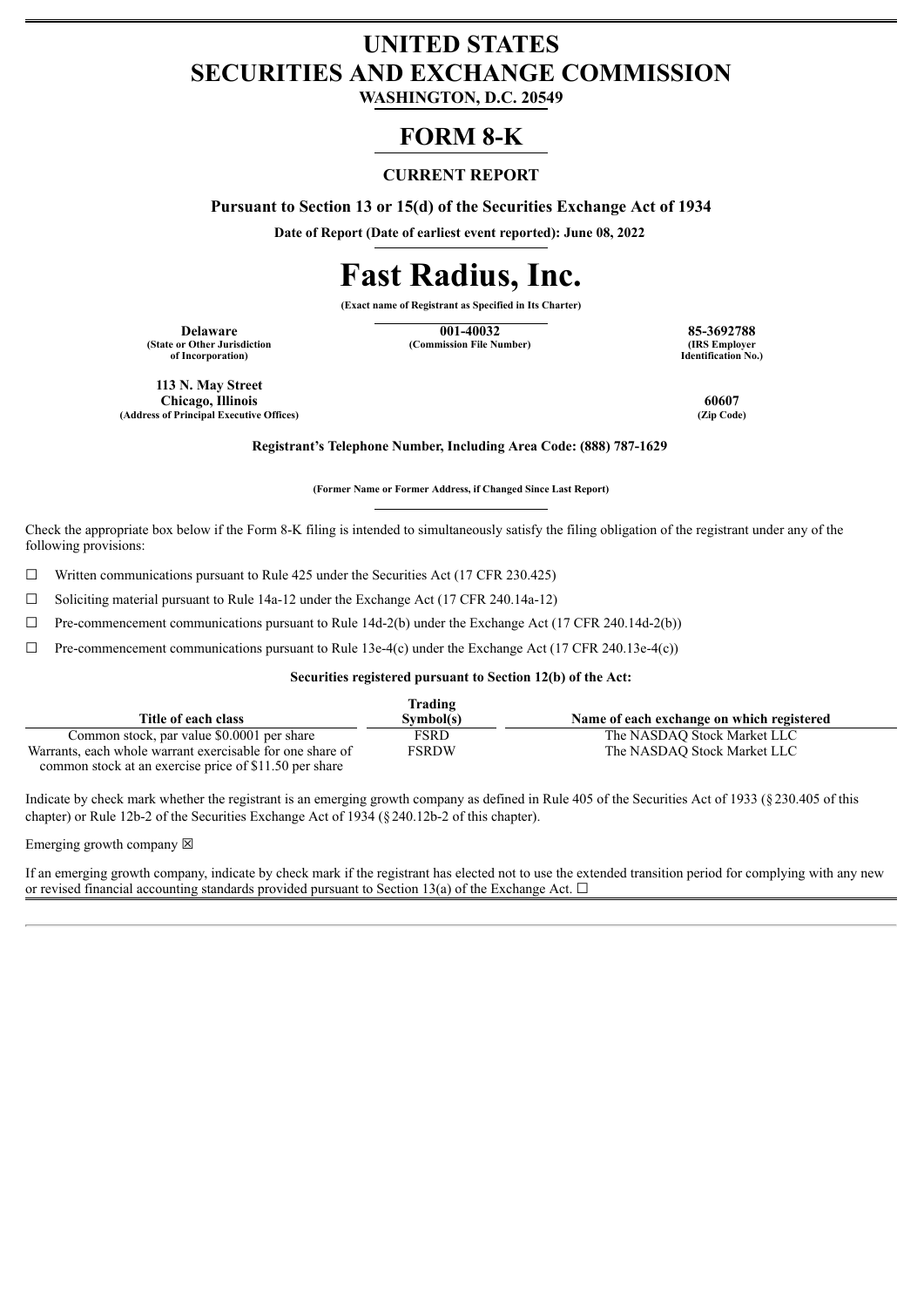# UNITED STATES
# SECURITIES AND EXCHANGE COMMISSION

**WASHINGTON, D.C. 20549**

# FORM 8-K

**CURRENT REPORT**

**Pursuant to Section 13 or 15(d) of the Securities Exchange Act of 1934**

**Date of Report (Date of earliest event reported): June 08, 2022**

# Fast Radius, Inc.

**(Exact name of Registrant as Specified in Its Charter)**

| Delaware | 001-40032 | 85-3692788 |
|---|---|---|
| (State or Other Jurisdiction of Incorporation) | (Commission File Number) | (IRS Employer Identification No.) |

| 113 N. May Street Chicago, Illinois | 60607 |
|---|---|
| (Address of Principal Executive Offices) | (Zip Code) |

**Registrant's Telephone Number, Including Area Code: (888) 787-1629**

**(Former Name or Former Address, if Changed Since Last Report)**

Check the appropriate box below if the Form 8-K filing is intended to simultaneously satisfy the filing obligation of the registrant under any of the following provisions:

☐ Written communications pursuant to Rule 425 under the Securities Act (17 CFR 230.425)

☐ Soliciting material pursuant to Rule 14a-12 under the Exchange Act (17 CFR 240.14a-12)

☐ Pre-commencement communications pursuant to Rule 14d-2(b) under the Exchange Act (17 CFR 240.14d-2(b))

☐ Pre-commencement communications pursuant to Rule 13e-4(c) under the Exchange Act (17 CFR 240.13e-4(c))

**Securities registered pursuant to Section 12(b) of the Act:**

| Title of each class | Trading Symbol(s) | Name of each exchange on which registered |
|---|---|---|
| Common stock, par value $0.0001 per share | FSRD | The NASDAQ Stock Market LLC |
| Warrants, each whole warrant exercisable for one share of common stock at an exercise price of $11.50 per share | FSRDW | The NASDAQ Stock Market LLC |

Indicate by check mark whether the registrant is an emerging growth company as defined in Rule 405 of the Securities Act of 1933 (§230.405 of this chapter) or Rule 12b-2 of the Securities Exchange Act of 1934 (§240.12b-2 of this chapter).

Emerging growth company ☒

If an emerging growth company, indicate by check mark if the registrant has elected not to use the extended transition period for complying with any new or revised financial accounting standards provided pursuant to Section 13(a) of the Exchange Act. ☐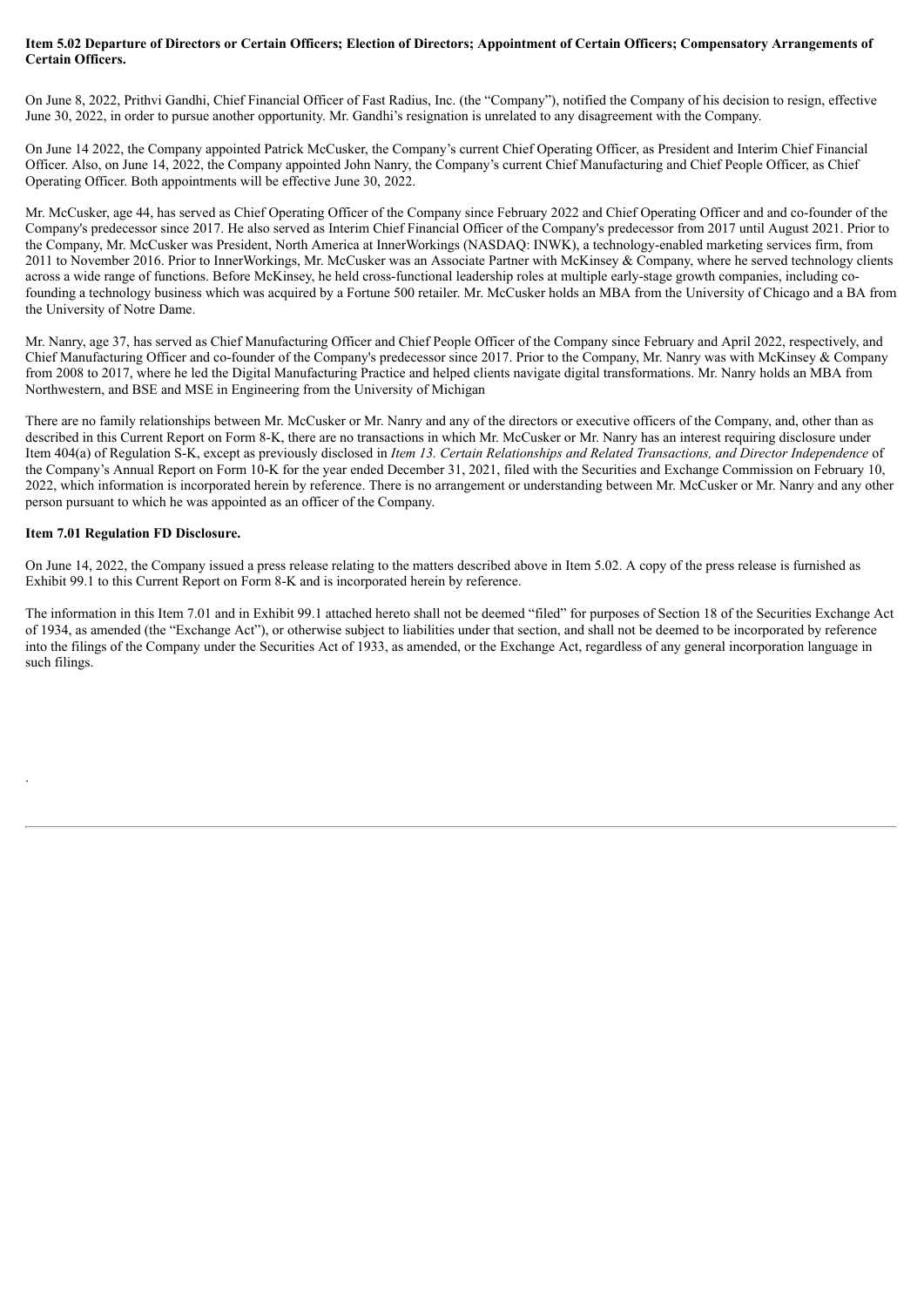**Item 5.02 Departure of Directors or Certain Officers; Election of Directors; Appointment of Certain Officers; Compensatory Arrangements of Certain Officers.**

On June 8, 2022, Prithvi Gandhi, Chief Financial Officer of Fast Radius, Inc. (the "Company"), notified the Company of his decision to resign, effective June 30, 2022, in order to pursue another opportunity. Mr. Gandhi's resignation is unrelated to any disagreement with the Company.

On June 14 2022, the Company appointed Patrick McCusker, the Company's current Chief Operating Officer, as President and Interim Chief Financial Officer. Also, on June 14, 2022, the Company appointed John Nanry, the Company's current Chief Manufacturing and Chief People Officer, as Chief Operating Officer. Both appointments will be effective June 30, 2022.

Mr. McCusker, age 44, has served as Chief Operating Officer of the Company since February 2022 and Chief Operating Officer and and co-founder of the Company's predecessor since 2017. He also served as Interim Chief Financial Officer of the Company's predecessor from 2017 until August 2021. Prior to the Company, Mr. McCusker was President, North America at InnerWorkings (NASDAQ: INWK), a technology-enabled marketing services firm, from 2011 to November 2016. Prior to InnerWorkings, Mr. McCusker was an Associate Partner with McKinsey & Company, where he served technology clients across a wide range of functions. Before McKinsey, he held cross-functional leadership roles at multiple early-stage growth companies, including co-founding a technology business which was acquired by a Fortune 500 retailer. Mr. McCusker holds an MBA from the University of Chicago and a BA from the University of Notre Dame.

Mr. Nanry, age 37, has served as Chief Manufacturing Officer and Chief People Officer of the Company since February and April 2022, respectively, and Chief Manufacturing Officer and co-founder of the Company's predecessor since 2017. Prior to the Company, Mr. Nanry was with McKinsey & Company from 2008 to 2017, where he led the Digital Manufacturing Practice and helped clients navigate digital transformations. Mr. Nanry holds an MBA from Northwestern, and BSE and MSE in Engineering from the University of Michigan

There are no family relationships between Mr. McCusker or Mr. Nanry and any of the directors or executive officers of the Company, and, other than as described in this Current Report on Form 8-K, there are no transactions in which Mr. McCusker or Mr. Nanry has an interest requiring disclosure under Item 404(a) of Regulation S-K, except as previously disclosed in *Item 13. Certain Relationships and Related Transactions, and Director Independence* of the Company's Annual Report on Form 10-K for the year ended December 31, 2021, filed with the Securities and Exchange Commission on February 10, 2022, which information is incorporated herein by reference. There is no arrangement or understanding between Mr. McCusker or Mr. Nanry and any other person pursuant to which he was appointed as an officer of the Company.

**Item 7.01 Regulation FD Disclosure.**

On June 14, 2022, the Company issued a press release relating to the matters described above in Item 5.02. A copy of the press release is furnished as Exhibit 99.1 to this Current Report on Form 8-K and is incorporated herein by reference.

The information in this Item 7.01 and in Exhibit 99.1 attached hereto shall not be deemed "filed" for purposes of Section 18 of the Securities Exchange Act of 1934, as amended (the "Exchange Act"), or otherwise subject to liabilities under that section, and shall not be deemed to be incorporated by reference into the filings of the Company under the Securities Act of 1933, as amended, or the Exchange Act, regardless of any general incorporation language in such filings.

.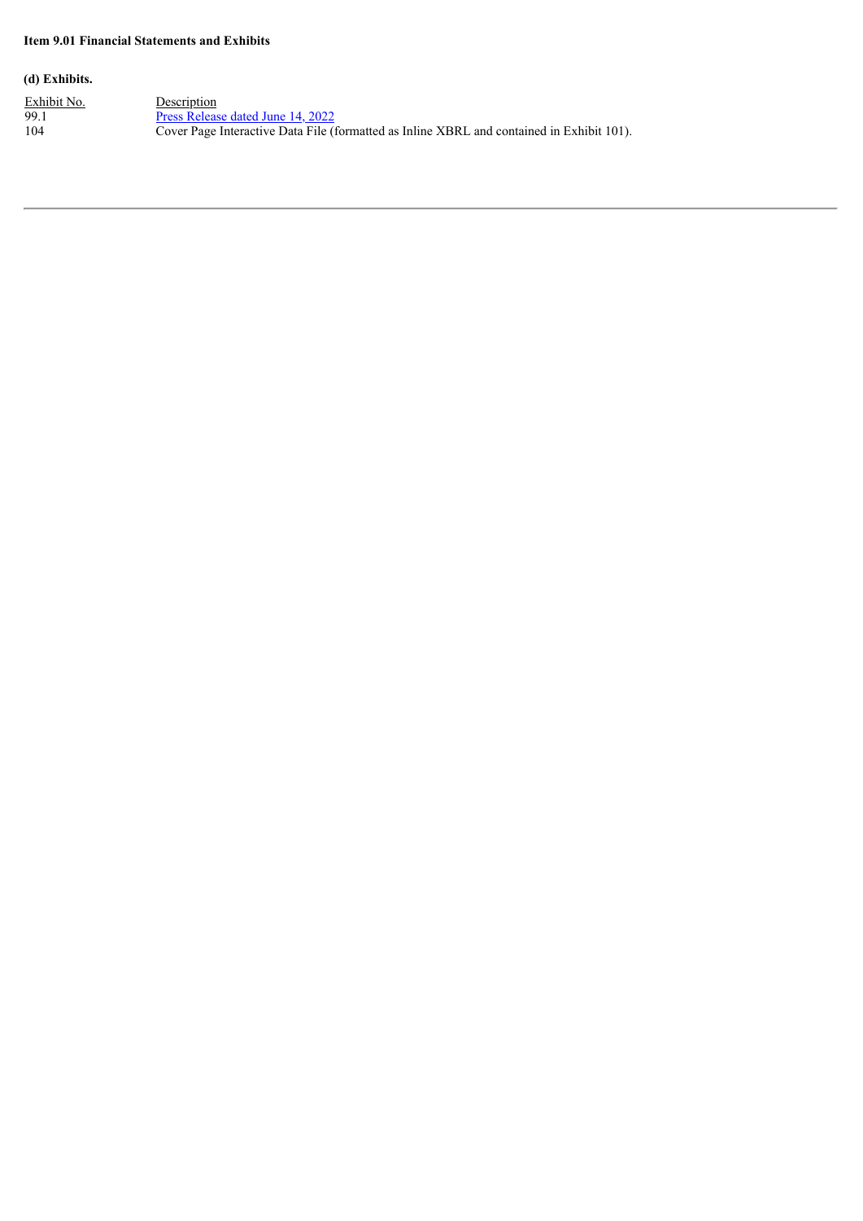**Item 9.01 Financial Statements and Exhibits**

**(d) Exhibits.**

| Exhibit No. | Description |
| --- | --- |
| 99.1 | Press Release dated June 14, 2022 |
| 104 | Cover Page Interactive Data File (formatted as Inline XBRL and contained in Exhibit 101). |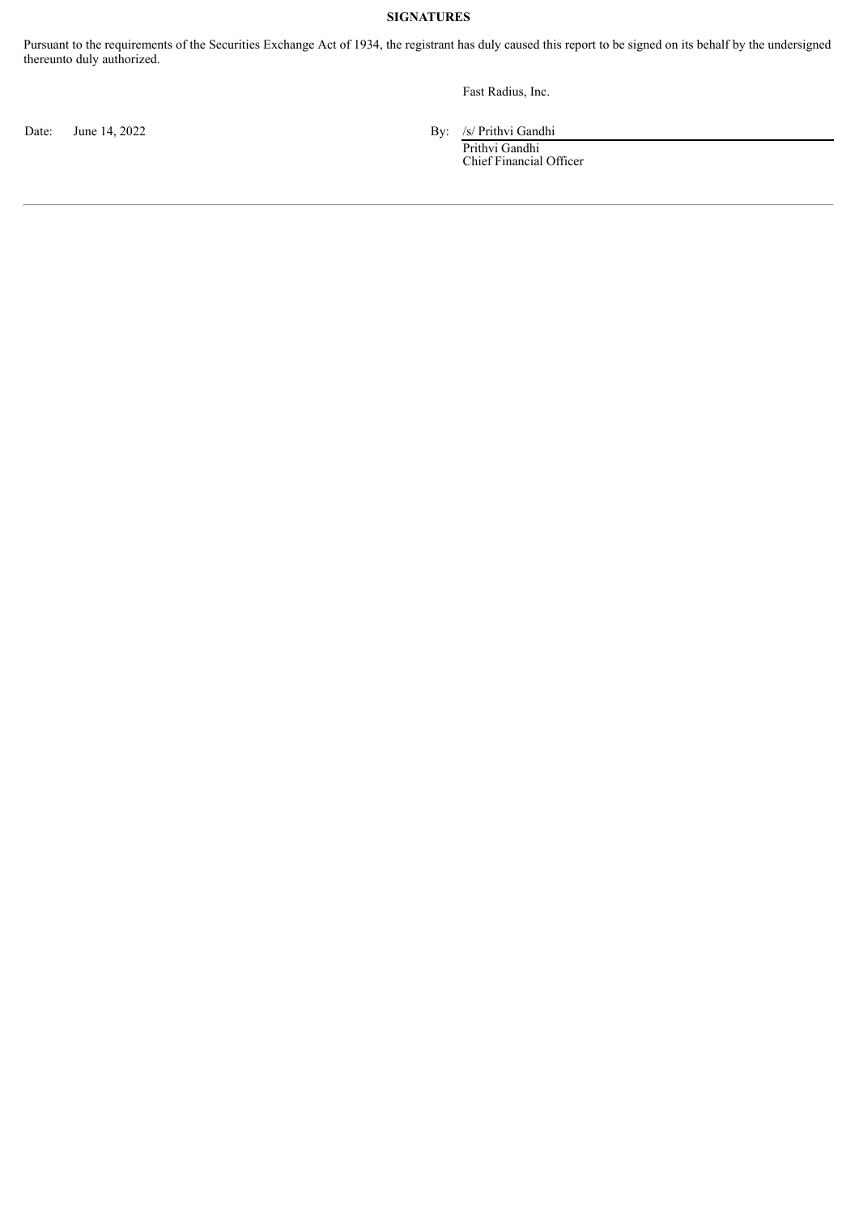**SIGNATURES**

Pursuant to the requirements of the Securities Exchange Act of 1934, the registrant has duly caused this report to be signed on its behalf by the undersigned thereunto duly authorized.

Fast Radius, Inc.

Date: June 14, 2022

By: /s/ Prithvi Gandhi
Prithvi Gandhi
Chief Financial Officer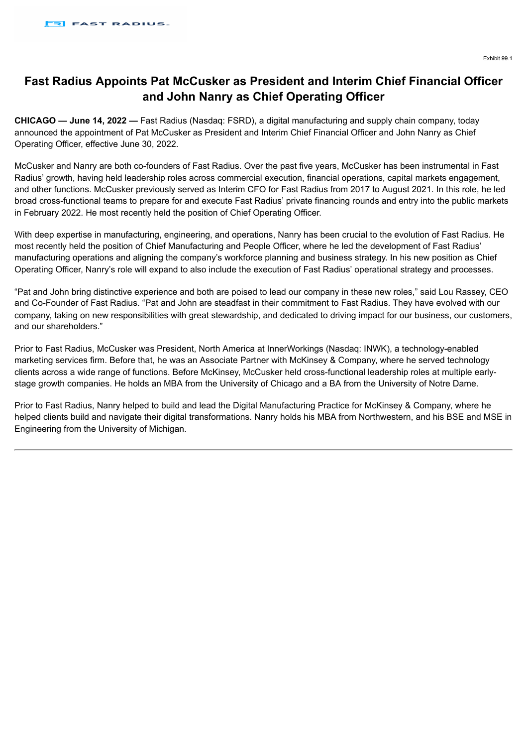Exhibit 99.1

# Fast Radius Appoints Pat McCusker as President and Interim Chief Financial Officer and John Nanry as Chief Operating Officer

**CHICAGO — June 14, 2022 —** Fast Radius (Nasdaq: FSRD), a digital manufacturing and supply chain company, today announced the appointment of Pat McCusker as President and Interim Chief Financial Officer and John Nanry as Chief Operating Officer, effective June 30, 2022.

McCusker and Nanry are both co-founders of Fast Radius. Over the past five years, McCusker has been instrumental in Fast Radius' growth, having held leadership roles across commercial execution, financial operations, capital markets engagement, and other functions. McCusker previously served as Interim CFO for Fast Radius from 2017 to August 2021. In this role, he led broad cross-functional teams to prepare for and execute Fast Radius' private financing rounds and entry into the public markets in February 2022. He most recently held the position of Chief Operating Officer.

With deep expertise in manufacturing, engineering, and operations, Nanry has been crucial to the evolution of Fast Radius. He most recently held the position of Chief Manufacturing and People Officer, where he led the development of Fast Radius' manufacturing operations and aligning the company's workforce planning and business strategy. In his new position as Chief Operating Officer, Nanry's role will expand to also include the execution of Fast Radius' operational strategy and processes.

"Pat and John bring distinctive experience and both are poised to lead our company in these new roles," said Lou Rassey, CEO and Co-Founder of Fast Radius. "Pat and John are steadfast in their commitment to Fast Radius. They have evolved with our company, taking on new responsibilities with great stewardship, and dedicated to driving impact for our business, our customers, and our shareholders."

Prior to Fast Radius, McCusker was President, North America at InnerWorkings (Nasdaq: INWK), a technology-enabled marketing services firm. Before that, he was an Associate Partner with McKinsey & Company, where he served technology clients across a wide range of functions. Before McKinsey, McCusker held cross-functional leadership roles at multiple early-stage growth companies. He holds an MBA from the University of Chicago and a BA from the University of Notre Dame.

Prior to Fast Radius, Nanry helped to build and lead the Digital Manufacturing Practice for McKinsey & Company, where he helped clients build and navigate their digital transformations. Nanry holds his MBA from Northwestern, and his BSE and MSE in Engineering from the University of Michigan.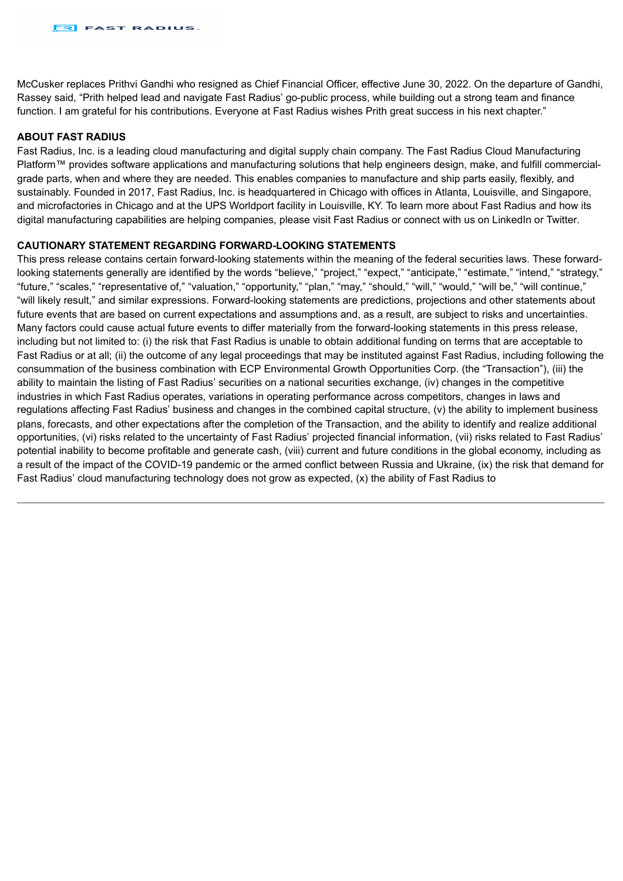McCusker replaces Prithvi Gandhi who resigned as Chief Financial Officer, effective June 30, 2022. On the departure of Gandhi, Rassey said, “Prith helped lead and navigate Fast Radius’ go-public process, while building out a strong team and finance function. I am grateful for his contributions. Everyone at Fast Radius wishes Prith great success in his next chapter.”

**ABOUT FAST RADIUS**

Fast Radius, Inc. is a leading cloud manufacturing and digital supply chain company. The Fast Radius Cloud Manufacturing Platform™ provides software applications and manufacturing solutions that help engineers design, make, and fulfill commercial-grade parts, when and where they are needed. This enables companies to manufacture and ship parts easily, flexibly, and sustainably. Founded in 2017, Fast Radius, Inc. is headquartered in Chicago with offices in Atlanta, Louisville, and Singapore, and microfactories in Chicago and at the UPS Worldport facility in Louisville, KY. To learn more about Fast Radius and how its digital manufacturing capabilities are helping companies, please visit Fast Radius or connect with us on LinkedIn or Twitter.

**CAUTIONARY STATEMENT REGARDING FORWARD-LOOKING STATEMENTS**

This press release contains certain forward-looking statements within the meaning of the federal securities laws. These forward-looking statements generally are identified by the words “believe,” “project,” “expect,” “anticipate,” “estimate,” “intend,” “strategy,” “future,” “scales,” “representative of,” “valuation,” “opportunity,” “plan,” “may,” “should,” “will,” “would,” “will be,” “will continue,” “will likely result,” and similar expressions. Forward-looking statements are predictions, projections and other statements about future events that are based on current expectations and assumptions and, as a result, are subject to risks and uncertainties. Many factors could cause actual future events to differ materially from the forward-looking statements in this press release, including but not limited to: (i) the risk that Fast Radius is unable to obtain additional funding on terms that are acceptable to Fast Radius or at all; (ii) the outcome of any legal proceedings that may be instituted against Fast Radius, including following the consummation of the business combination with ECP Environmental Growth Opportunities Corp. (the “Transaction”), (iii) the ability to maintain the listing of Fast Radius’ securities on a national securities exchange, (iv) changes in the competitive industries in which Fast Radius operates, variations in operating performance across competitors, changes in laws and regulations affecting Fast Radius’ business and changes in the combined capital structure, (v) the ability to implement business plans, forecasts, and other expectations after the completion of the Transaction, and the ability to identify and realize additional opportunities, (vi) risks related to the uncertainty of Fast Radius’ projected financial information, (vii) risks related to Fast Radius’ potential inability to become profitable and generate cash, (viii) current and future conditions in the global economy, including as a result of the impact of the COVID-19 pandemic or the armed conflict between Russia and Ukraine, (ix) the risk that demand for Fast Radius’ cloud manufacturing technology does not grow as expected, (x) the ability of Fast Radius to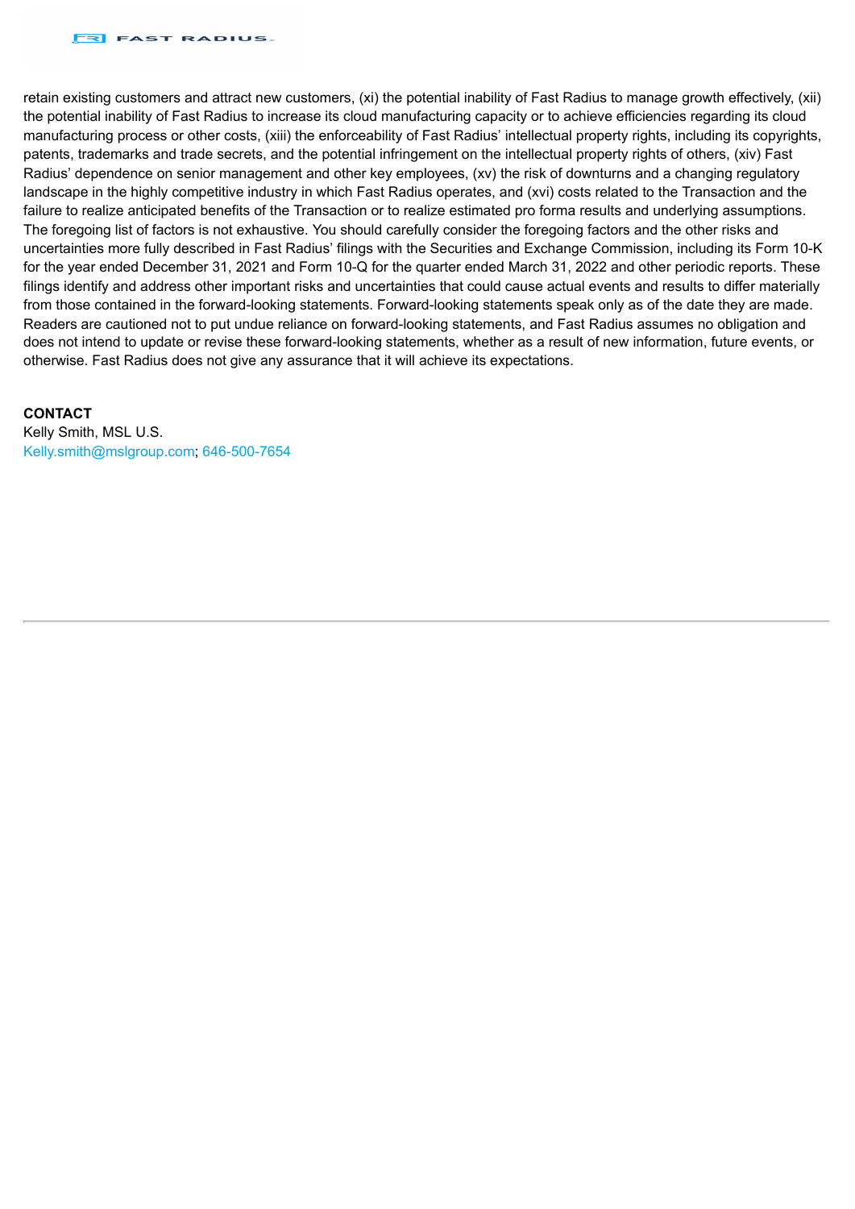retain existing customers and attract new customers, (xi) the potential inability of Fast Radius to manage growth effectively, (xii) the potential inability of Fast Radius to increase its cloud manufacturing capacity or to achieve efficiencies regarding its cloud manufacturing process or other costs, (xiii) the enforceability of Fast Radius' intellectual property rights, including its copyrights, patents, trademarks and trade secrets, and the potential infringement on the intellectual property rights of others, (xiv) Fast Radius' dependence on senior management and other key employees, (xv) the risk of downturns and a changing regulatory landscape in the highly competitive industry in which Fast Radius operates, and (xvi) costs related to the Transaction and the failure to realize anticipated benefits of the Transaction or to realize estimated pro forma results and underlying assumptions. The foregoing list of factors is not exhaustive. You should carefully consider the foregoing factors and the other risks and uncertainties more fully described in Fast Radius' filings with the Securities and Exchange Commission, including its Form 10-K for the year ended December 31, 2021 and Form 10-Q for the quarter ended March 31, 2022 and other periodic reports. These filings identify and address other important risks and uncertainties that could cause actual events and results to differ materially from those contained in the forward-looking statements. Forward-looking statements speak only as of the date they are made. Readers are cautioned not to put undue reliance on forward-looking statements, and Fast Radius assumes no obligation and does not intend to update or revise these forward-looking statements, whether as a result of new information, future events, or otherwise. Fast Radius does not give any assurance that it will achieve its expectations.

**CONTACT**
Kelly Smith, MSL U.S.
Kelly.smith@mslgroup.com; 646-500-7654